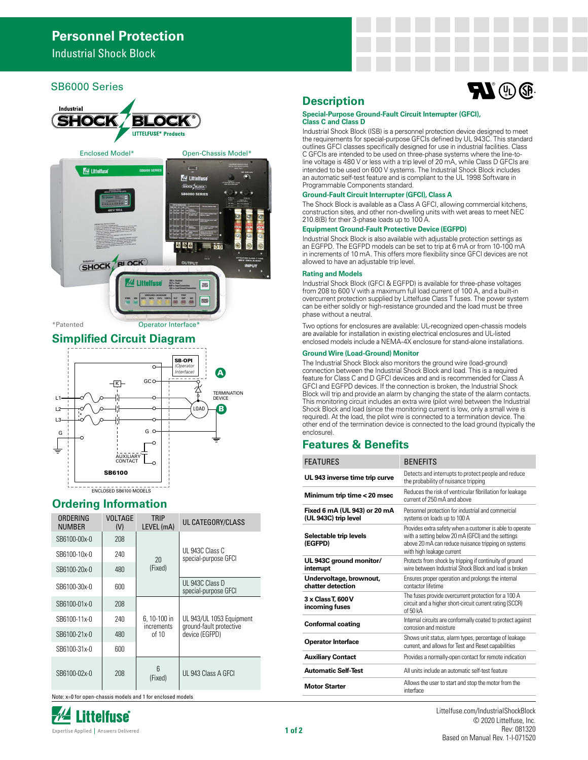# Personnel Protection

Industrial Shock Block

## SB6000 Series

Enclosed Model*

Open-Chassis Model*

*Patented

Operator Interface*

## Simplified Circuit Diagram

SB-OPI (Operator Interface)

A

GC

K

L1

L2

L3

G

TERMINATION DEVICE

LOAD

B

G

AUXILIARY CONTACT

SB6100

ENCLOSED SB6100 MODELS

## Ordering Information

| ORDERING NUMBER | VOLTAGE (V) | TRIP LEVEL (mA) | UL CATEGORY/CLASS |
|---|---|---|---|
| SB6100-00x-0 | 208 | 20 (Fixed) | UL 943C Class C special-purpose GFCI |
| SB6100-10x-0 | 240 | | |
| SB6100-20x-0 | 480 | | |
| SB6100-30x-0 | 600 | | UL 943C Class D special-purpose GFCI |
| SB6100-01x-0 | 208 | 6, 10-100 in increments of 10 | UL 943/UL 1053 Equipment ground-fault protective device (EGFPD) |
| SB6100-11x-0 | 240 | | |
| SB6100-21x-0 | 480 | | |
| SB6100-31x-0 | 600 | | |
| SB6100-02x-0 | 208 | 6 (Fixed) | UL 943 Class A GFCI |

Note: x=0 for open-chassis models and 1 for enclosed models

## Description

### Special-Purpose Ground-Fault Circuit Interrupter (GFCI), Class C and Class D

Industrial Shock Block (ISB) is a personnel protection device designed to meet the requirements for special-purpose GFCIs defined by UL 943C. This standard outlines GFCI classes specifically designed for use in industrial facilities. Class C GFCIs are intended to be used on three-phase systems where the line-to-line voltage is 480 V or less with a trip level of 20 mA, while Class D GFCIs are intended to be used on 600 V systems. The Industrial Shock Block includes an automatic self-test feature and is compliant to the UL 1998 Software in Programmable Components standard.

### Ground-Fault Circuit Interrupter (GFCI), Class A

The Shock Block is available as a Class A GFCI, allowing commercial kitchens, construction sites, and other non-dwelling units with wet areas to meet NEC 210.8(B) for their 3-phase loads up to 100 A.

### Equipment Ground-Fault Protective Device (EGFPD)

Industrial Shock Block is also available with adjustable protection settings as an EGFPD. The EGFPD models can be set to trip at 6 mA or from 10-100 mA in increments of 10 mA. This offers more flexibility since GFCI devices are not allowed to have an adjustable trip level.

### Rating and Models

Industrial Shock Block (GFCI & EGFPD) is available for three-phase voltages from 208 to 600 V with a maximum full load current of 100 A, and a built-in overcurrent protection supplied by Littelfuse Class T fuses. The power system can be either solidly or high-resistance grounded and the load must be three phase without a neutral.

Two options for enclosures are available: UL-recognized open-chassis models are available for installation in existing electrical enclosures and UL-listed enclosed models include a NEMA-4X enclosure for stand-alone installations.

### Ground Wire (Load-Ground) Monitor

The Industrial Shock Block also monitors the ground wire (load-ground) connection between the Industrial Shock Block and load. This is a required feature for Class C and D GFCI devices and is recommended for Class A GFCI and EGFPD devices. If the connection is broken, the Industrial Shock Block will trip and provide an alarm by changing the state of the alarm contacts. This monitoring circuit includes an extra wire (pilot wire) between the Industrial Shock Block and load (since the monitoring current is low, only a small wire is required). At the load, the pilot wire is connected to a termination device. The other end of the termination device is connected to the load ground (typically the enclosure).

## Features & Benefits

| FEATURES | BENEFITS |
|---|---|
| **UL 943 inverse time trip curve** | Detects and interrupts to protect people and reduce the probability of nuisance tripping |
| **Minimum trip time < 20 msec** | Reduces the risk of ventricular fibrillation for leakage current of 250 mA and above |
| **Fixed 6 mA (UL 943) or 20 mA (UL 943C) trip level** | Personnel protection for industrial and commercial systems on loads up to 100 A |
| **Selectable trip levels (EGFPD)** | Provides extra safety when a customer is able to operate with a setting below 20 mA (GFCI) and the settings above 20 mA can reduce nuisance tripping on systems with high leakage current |
| **UL 943C ground monitor/ interrupt** | Protects from shock by tripping if continuity of ground wire between Industrial Shock Block and load is broken |
| **Undervoltage, brownout, chatter detection** | Ensures proper operation and prolongs the internal contactor lifetime |
| **3 x Class T, 600 V incoming fuses** | The fuses provide overcurrent protection for a 100 A circuit and a higher short-circuit current rating (SCCR) of 50 kA |
| **Conformal coating** | Internal circuits are conformally coated to protect against corrosion and moisture |
| **Operator Interface** | Shows unit status, alarm types, percentage of leakage current, and allows for Test and Reset capabilities |
| **Auxiliary Contact** | Provides a normally-open contact for remote indication |
| **Automatic Self-Test** | All units include an automatic self-test feature |
| **Motor Starter** | Allows the user to start and stop the motor from the interface |

Littelfuse.com/IndustrialShockBlock
© 2020 Littelfuse, Inc.
Rev: 081320
Based on Manual Rev. 1-I-071520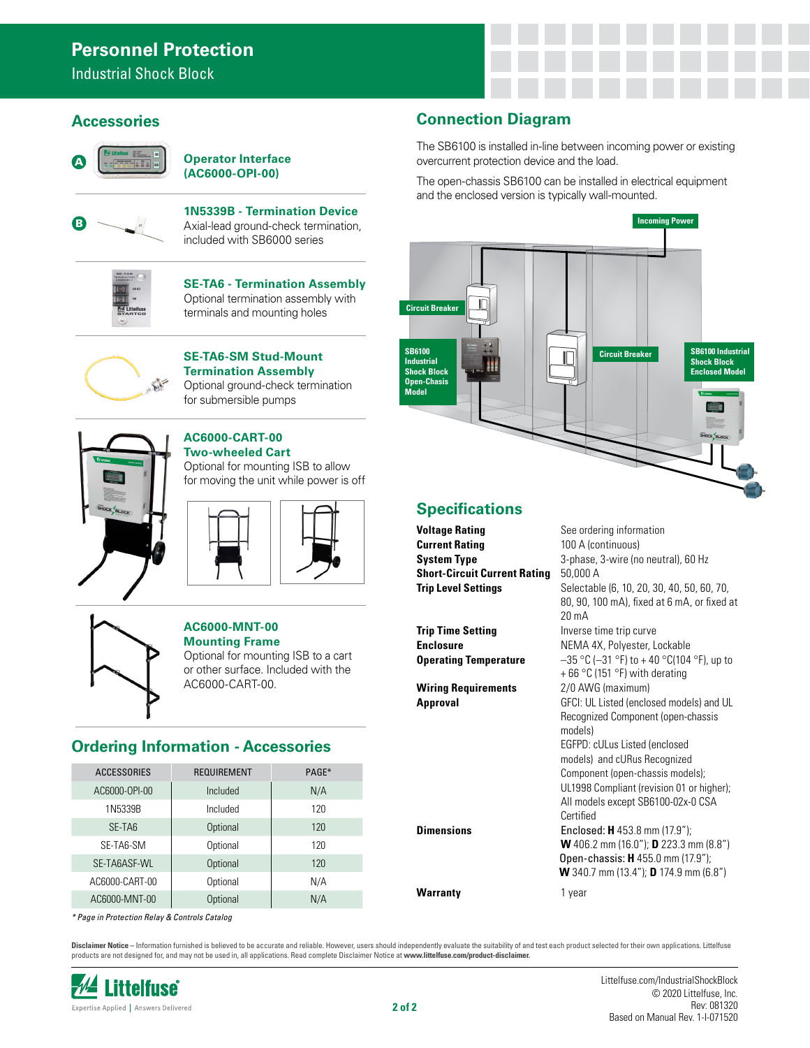# Personnel Protection

Industrial Shock Block

## Accessories

**A** **Operator Interface (AC6000-OPI-00)**

**B** **1N5339B - Termination Device**
Axial-lead ground-check termination, included with SB6000 series

**SE-TA6 - Termination Assembly**
Optional termination assembly with terminals and mounting holes

**SE-TA6-SM Stud-Mount Termination Assembly**
Optional ground-check termination for submersible pumps

**AC6000-CART-00 Two-wheeled Cart**
Optional for mounting ISB to allow for moving the unit while power is off

**AC6000-MNT-00 Mounting Frame**
Optional for mounting ISB to a cart or other surface. Included with the AC6000-CART-00.

## Ordering Information - Accessories

| ACCESSORIES | REQUIREMENT | PAGE* |
|---|---|---|
| AC6000-OPI-00 | Included | N/A |
| 1N5339B | Included | 120 |
| SE-TA6 | Optional | 120 |
| SE-TA6-SM | Optional | 120 |
| SE-TA6ASF-WL | Optional | 120 |
| AC6000-CART-00 | Optional | N/A |
| AC6000-MNT-00 | Optional | N/A |

*\* Page in Protection Relay & Controls Catalog*

## Connection Diagram

The SB6100 is installed in-line between incoming power or existing overcurrent protection device and the load.

The open-chassis SB6100 can be installed in electrical equipment and the enclosed version is typically wall-mounted.

Incoming Power

Circuit Breaker

SB6100 Industrial Shock Block Open-Chassis Model

Circuit Breaker

SB6100 Industrial Shock Block Enclosed Model

## Specifications

| | |
|---|---|
| **Voltage Rating** | See ordering information |
| **Current Rating** | 100 A (continuous) |
| **System Type** | 3-phase, 3-wire (no neutral), 60 Hz |
| **Short-Circuit Current Rating** | 50,000 A |
| **Trip Level Settings** | Selectable (6, 10, 20, 30, 40, 50, 60, 70, 80, 90, 100 mA), fixed at 6 mA, or fixed at 20 mA |
| **Trip Time Setting** | Inverse time trip curve |
| **Enclosure** | NEMA 4X, Polyester, Lockable |
| **Operating Temperature** | –35 °C (–31 °F) to + 40 °C(104 °F), up to + 66 °C (151 °F) with derating |
| **Wiring Requirements** | 2/0 AWG (maximum) |
| **Approval** | GFCI: UL Listed (enclosed models) and UL Recognized Component (open-chassis models) EGFPD: cULus Listed (enclosed models) and cURus Recognized Component (open-chassis models); UL1998 Compliant (revision 01 or higher); All models except SB6100-02x-0 CSA Certified |
| **Dimensions** | Enclosed: **H** 453.8 mm (17.9"); **W** 406.2 mm (16.0"); **D** 223.3 mm (8.8") Open-chassis: **H** 455.0 mm (17.9"); **W** 340.7 mm (13.4"); **D** 174.9 mm (6.8") |
| **Warranty** | 1 year |

**Disclaimer Notice** – Information furnished is believed to be accurate and reliable. However, users should independently evaluate the suitability of and test each product selected for their own applications. Littelfuse products are not designed for, and may not be used in, all applications. Read complete Disclaimer Notice at **www.littelfuse.com/product-disclaimer.**

Littelfuse
Expertise Applied | Answers Delivered

Littelfuse.com/IndustrialShockBlock
© 2020 Littelfuse, Inc.
Rev: 081320
Based on Manual Rev. 1-I-071520